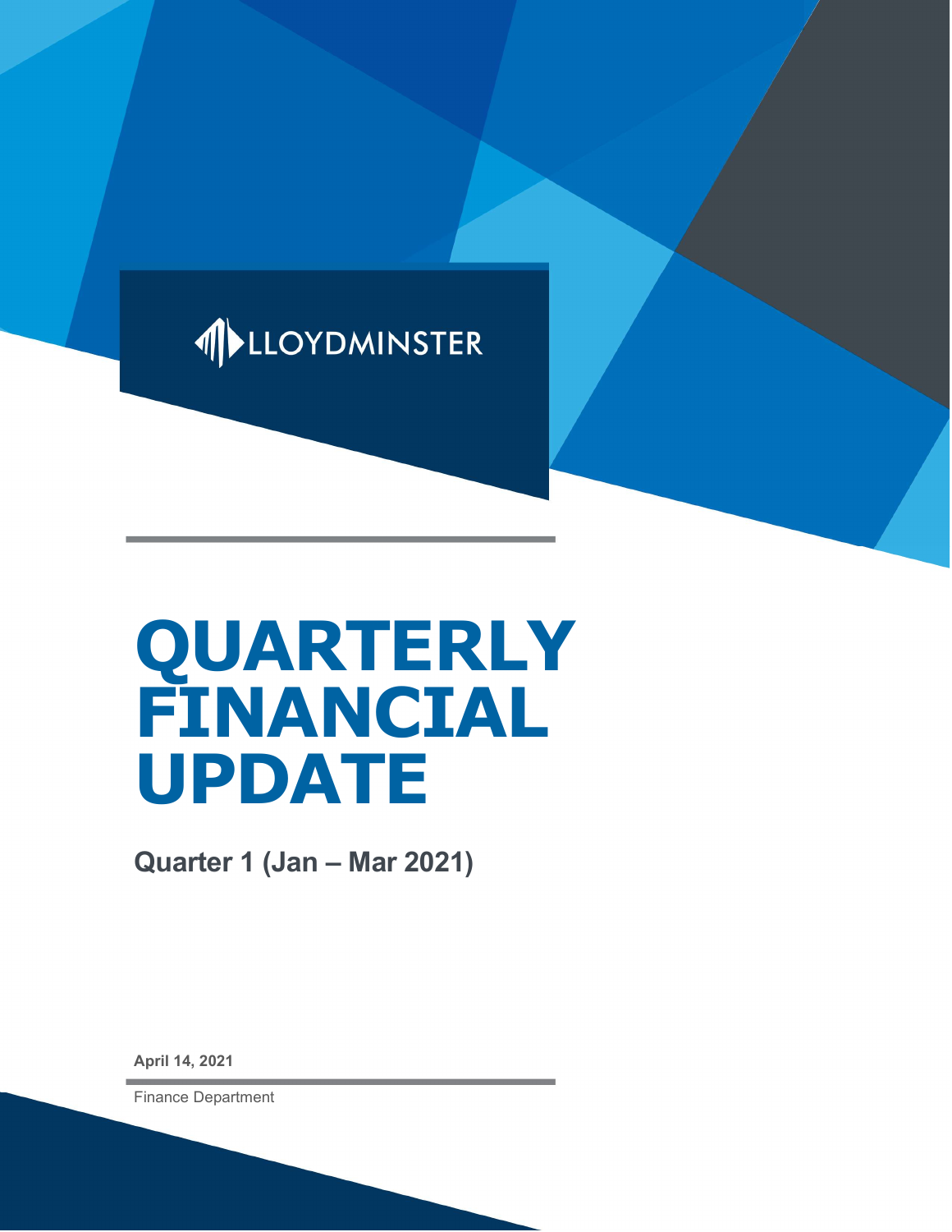LLOYDMINSTER

# QUARTERLY FINANCIAL UPDATE

**Quarter 1 (Jan – Mar 2021)**

**April 14, 2021**

Finance Department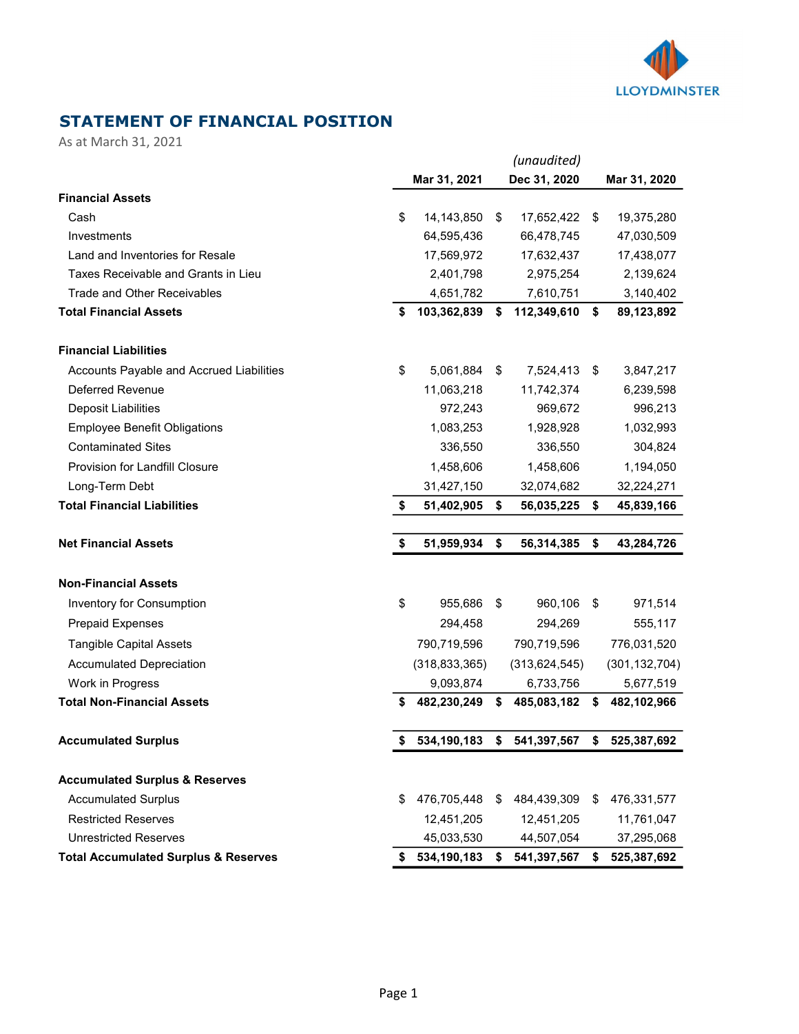LLOYDMINSTER

# STATEMENT OF FINANCIAL POSITION

As at March 31, 2021

| | Mar 31, 2021 | *(unaudited)* Dec 31, 2020 | Mar 31, 2020 |
|---|---|---|---|
| **Financial Assets** | | | |
| Cash | $ 14,143,850 | $ 17,652,422 | $ 19,375,280 |
| Investments | 64,595,436 | 66,478,745 | 47,030,509 |
| Land and Inventories for Resale | 17,569,972 | 17,632,437 | 17,438,077 |
| Taxes Receivable and Grants in Lieu | 2,401,798 | 2,975,254 | 2,139,624 |
| Trade and Other Receivables | 4,651,782 | 7,610,751 | 3,140,402 |
| **Total Financial Assets** | **$ 103,362,839** | **$ 112,349,610** | **$ 89,123,892** |
| | | | |
| **Financial Liabilities** | | | |
| Accounts Payable and Accrued Liabilities | $ 5,061,884 | $ 7,524,413 | $ 3,847,217 |
| Deferred Revenue | 11,063,218 | 11,742,374 | 6,239,598 |
| Deposit Liabilities | 972,243 | 969,672 | 996,213 |
| Employee Benefit Obligations | 1,083,253 | 1,928,928 | 1,032,993 |
| Contaminated Sites | 336,550 | 336,550 | 304,824 |
| Provision for Landfill Closure | 1,458,606 | 1,458,606 | 1,194,050 |
| Long-Term Debt | 31,427,150 | 32,074,682 | 32,224,271 |
| **Total Financial Liabilities** | **$ 51,402,905** | **$ 56,035,225** | **$ 45,839,166** |
| | | | |
| **Net Financial Assets** | **$ 51,959,934** | **$ 56,314,385** | **$ 43,284,726** |
| | | | |
| **Non-Financial Assets** | | | |
| Inventory for Consumption | $ 955,686 | $ 960,106 | $ 971,514 |
| Prepaid Expenses | 294,458 | 294,269 | 555,117 |
| Tangible Capital Assets | 790,719,596 | 790,719,596 | 776,031,520 |
| Accumulated Depreciation | (318,833,365) | (313,624,545) | (301,132,704) |
| Work in Progress | 9,093,874 | 6,733,756 | 5,677,519 |
| **Total Non-Financial Assets** | **$ 482,230,249** | **$ 485,083,182** | **$ 482,102,966** |
| | | | |
| **Accumulated Surplus** | **$ 534,190,183** | **$ 541,397,567** | **$ 525,387,692** |
| | | | |
| **Accumulated Surplus & Reserves** | | | |
| Accumulated Surplus | $ 476,705,448 | $ 484,439,309 | $ 476,331,577 |
| Restricted Reserves | 12,451,205 | 12,451,205 | 11,761,047 |
| Unrestricted Reserves | 45,033,530 | 44,507,054 | 37,295,068 |
| **Total Accumulated Surplus & Reserves** | **$ 534,190,183** | **$ 541,397,567** | **$ 525,387,692** |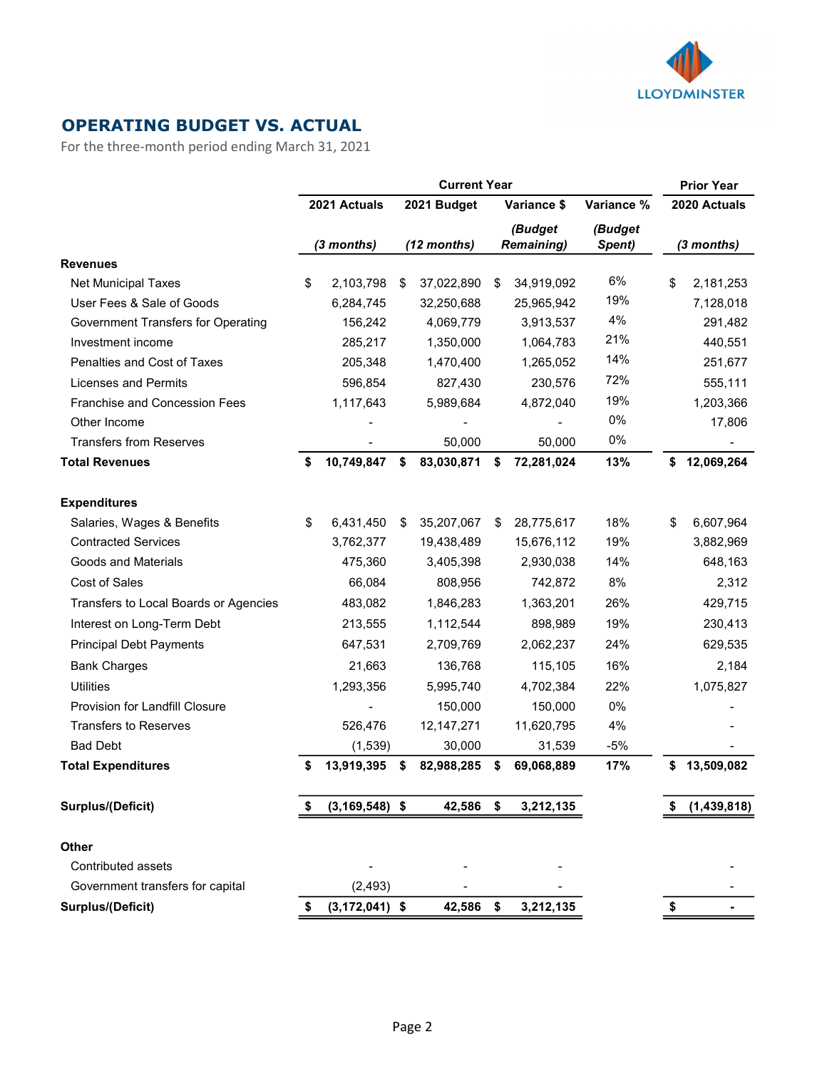## OPERATING BUDGET VS. ACTUAL

For the three-month period ending March 31, 2021

| | Current Year | | | | Prior Year |
|---|---|---|---|---|---|
| | 2021 Actuals | 2021 Budget | Variance $ | Variance % | 2020 Actuals |
| | *(3 months)* | *(12 months)* | *(Budget Remaining)* | *(Budget Spent)* | *(3 months)* |
| **Revenues** | | | | | |
| Net Municipal Taxes | $ 2,103,798 | $ 37,022,890 | $ 34,919,092 | 6% | $ 2,181,253 |
| User Fees & Sale of Goods | 6,284,745 | 32,250,688 | 25,965,942 | 19% | 7,128,018 |
| Government Transfers for Operating | 156,242 | 4,069,779 | 3,913,537 | 4% | 291,482 |
| Investment income | 285,217 | 1,350,000 | 1,064,783 | 21% | 440,551 |
| Penalties and Cost of Taxes | 205,348 | 1,470,400 | 1,265,052 | 14% | 251,677 |
| Licenses and Permits | 596,854 | 827,430 | 230,576 | 72% | 555,111 |
| Franchise and Concession Fees | 1,117,643 | 5,989,684 | 4,872,040 | 19% | 1,203,366 |
| Other Income | - | - | - | 0% | 17,806 |
| Transfers from Reserves | - | 50,000 | 50,000 | 0% | - |
| **Total Revenues** | **$ 10,749,847** | **$ 83,030,871** | **$ 72,281,024** | **13%** | **$ 12,069,264** |
| **Expenditures** | | | | | |
| Salaries, Wages & Benefits | $ 6,431,450 | $ 35,207,067 | $ 28,775,617 | 18% | $ 6,607,964 |
| Contracted Services | 3,762,377 | 19,438,489 | 15,676,112 | 19% | 3,882,969 |
| Goods and Materials | 475,360 | 3,405,398 | 2,930,038 | 14% | 648,163 |
| Cost of Sales | 66,084 | 808,956 | 742,872 | 8% | 2,312 |
| Transfers to Local Boards or Agencies | 483,082 | 1,846,283 | 1,363,201 | 26% | 429,715 |
| Interest on Long-Term Debt | 213,555 | 1,112,544 | 898,989 | 19% | 230,413 |
| Principal Debt Payments | 647,531 | 2,709,769 | 2,062,237 | 24% | 629,535 |
| Bank Charges | 21,663 | 136,768 | 115,105 | 16% | 2,184 |
| Utilities | 1,293,356 | 5,995,740 | 4,702,384 | 22% | 1,075,827 |
| Provision for Landfill Closure | - | 150,000 | 150,000 | 0% | - |
| Transfers to Reserves | 526,476 | 12,147,271 | 11,620,795 | 4% | - |
| Bad Debt | (1,539) | 30,000 | 31,539 | -5% | - |
| **Total Expenditures** | **$ 13,919,395** | **$ 82,988,285** | **$ 69,068,889** | **17%** | **$ 13,509,082** |
| **Surplus/(Deficit)** | **$ (3,169,548)** | **$ 42,586** | **$ 3,212,135** | | **$ (1,439,818)** |
| **Other** | | | | | |
| Contributed assets | - | - | - | | - |
| Government transfers for capital | (2,493) | - | - | | - |
| **Surplus/(Deficit)** | **$ (3,172,041)** | **$ 42,586** | **$ 3,212,135** | | **$ -** |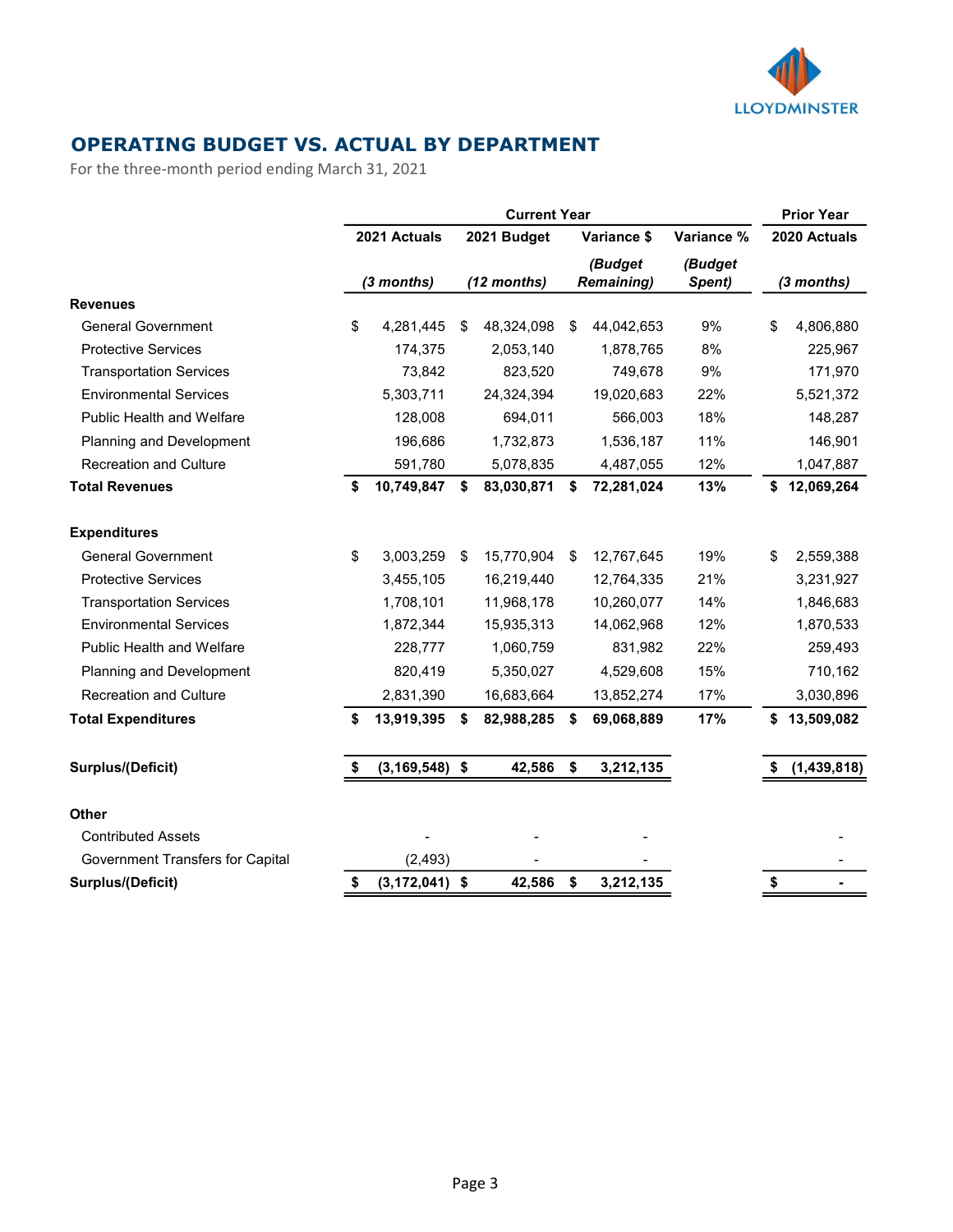## OPERATING BUDGET VS. ACTUAL BY DEPARTMENT

For the three-month period ending March 31, 2021

| | Current Year | | | | Prior Year |
|---|---|---|---|---|---|
| | 2021 Actuals | 2021 Budget | Variance $ | Variance % | 2020 Actuals |
| | *(3 months)* | *(12 months)* | *(Budget Remaining)* | *(Budget Spent)* | *(3 months)* |
| **Revenues** | | | | | |
| General Government | $ 4,281,445 | $ 48,324,098 | $ 44,042,653 | 9% | $ 4,806,880 |
| Protective Services | 174,375 | 2,053,140 | 1,878,765 | 8% | 225,967 |
| Transportation Services | 73,842 | 823,520 | 749,678 | 9% | 171,970 |
| Environmental Services | 5,303,711 | 24,324,394 | 19,020,683 | 22% | 5,521,372 |
| Public Health and Welfare | 128,008 | 694,011 | 566,003 | 18% | 148,287 |
| Planning and Development | 196,686 | 1,732,873 | 1,536,187 | 11% | 146,901 |
| Recreation and Culture | 591,780 | 5,078,835 | 4,487,055 | 12% | 1,047,887 |
| **Total Revenues** | **$ 10,749,847** | **$ 83,030,871** | **$ 72,281,024** | **13%** | **$ 12,069,264** |
| **Expenditures** | | | | | |
| General Government | $ 3,003,259 | $ 15,770,904 | $ 12,767,645 | 19% | $ 2,559,388 |
| Protective Services | 3,455,105 | 16,219,440 | 12,764,335 | 21% | 3,231,927 |
| Transportation Services | 1,708,101 | 11,968,178 | 10,260,077 | 14% | 1,846,683 |
| Environmental Services | 1,872,344 | 15,935,313 | 14,062,968 | 12% | 1,870,533 |
| Public Health and Welfare | 228,777 | 1,060,759 | 831,982 | 22% | 259,493 |
| Planning and Development | 820,419 | 5,350,027 | 4,529,608 | 15% | 710,162 |
| Recreation and Culture | 2,831,390 | 16,683,664 | 13,852,274 | 17% | 3,030,896 |
| **Total Expenditures** | **$ 13,919,395** | **$ 82,988,285** | **$ 69,068,889** | **17%** | **$ 13,509,082** |
| **Surplus/(Deficit)** | **$ (3,169,548)** | **$ 42,586** | **$ 3,212,135** | | **$ (1,439,818)** |
| **Other** | | | | | |
| Contributed Assets | - | - | - | | - |
| Government Transfers for Capital | (2,493) | - | - | | - |
| **Surplus/(Deficit)** | **$ (3,172,041)** | **$ 42,586** | **$ 3,212,135** | | **$ -** |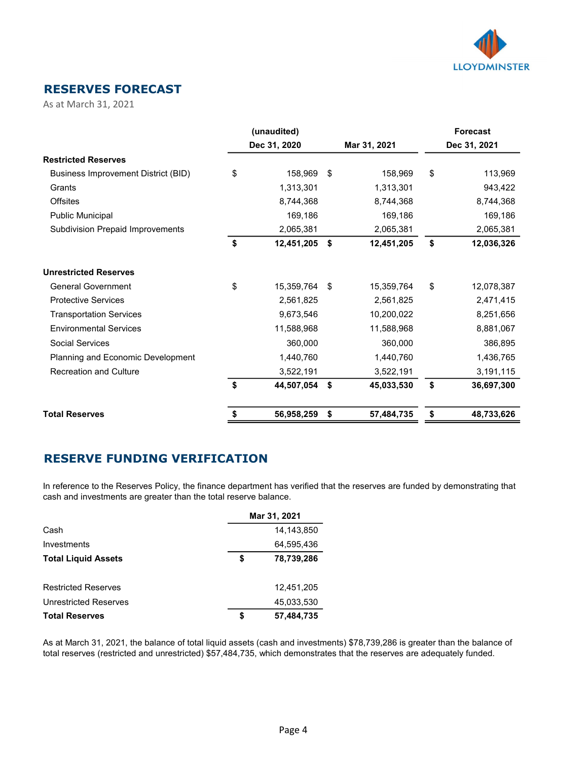## RESERVES FORECAST

As at March 31, 2021

| | (unaudited) Dec 31, 2020 | Mar 31, 2021 | Forecast Dec 31, 2021 |
|---|---|---|---|
| **Restricted Reserves** | | | |
| Business Improvement District (BID) | $ 158,969 | $ 158,969 | $ 113,969 |
| Grants | 1,313,301 | 1,313,301 | 943,422 |
| Offsites | 8,744,368 | 8,744,368 | 8,744,368 |
| Public Municipal | 169,186 | 169,186 | 169,186 |
| Subdivision Prepaid Improvements | 2,065,381 | 2,065,381 | 2,065,381 |
| | **$ 12,451,205** | **$ 12,451,205** | **$ 12,036,326** |
| **Unrestricted Reserves** | | | |
| General Government | $ 15,359,764 | $ 15,359,764 | $ 12,078,387 |
| Protective Services | 2,561,825 | 2,561,825 | 2,471,415 |
| Transportation Services | 9,673,546 | 10,200,022 | 8,251,656 |
| Environmental Services | 11,588,968 | 11,588,968 | 8,881,067 |
| Social Services | 360,000 | 360,000 | 386,895 |
| Planning and Economic Development | 1,440,760 | 1,440,760 | 1,436,765 |
| Recreation and Culture | 3,522,191 | 3,522,191 | 3,191,115 |
| | **$ 44,507,054** | **$ 45,033,530** | **$ 36,697,300** |
| **Total Reserves** | **$ 56,958,259** | **$ 57,484,735** | **$ 48,733,626** |

## RESERVE FUNDING VERIFICATION

In reference to the Reserves Policy, the finance department has verified that the reserves are funded by demonstrating that cash and investments are greater than the total reserve balance.

| | Mar 31, 2021 |
|---|---|
| Cash | 14,143,850 |
| Investments | 64,595,436 |
| **Total Liquid Assets** | **$ 78,739,286** |
| | |
| Restricted Reserves | 12,451,205 |
| Unrestricted Reserves | 45,033,530 |
| **Total Reserves** | **$ 57,484,735** |

As at March 31, 2021, the balance of total liquid assets (cash and investments) $78,739,286 is greater than the balance of total reserves (restricted and unrestricted) $57,484,735, which demonstrates that the reserves are adequately funded.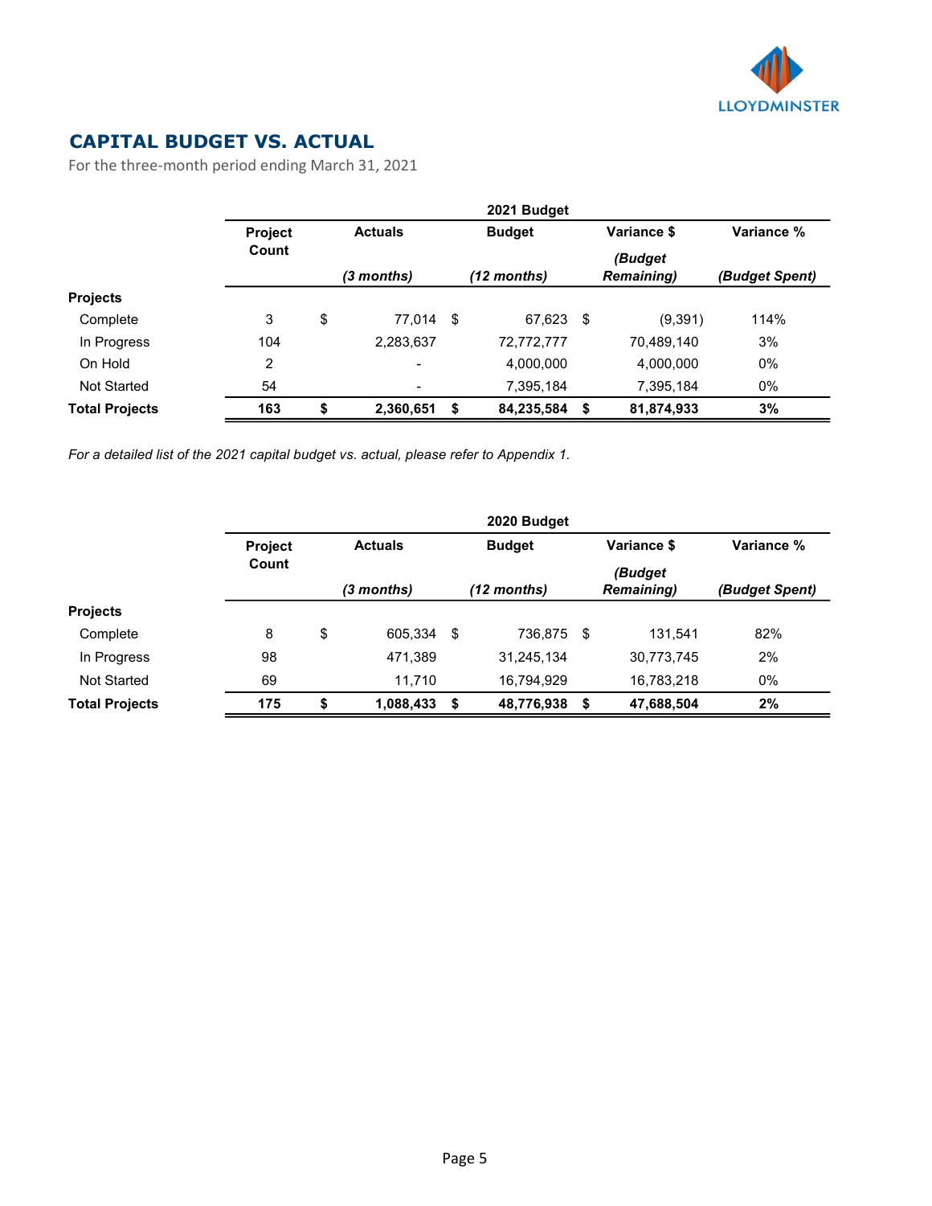## CAPITAL BUDGET VS. ACTUAL

For the three-month period ending March 31, 2021

| | 2021 Budget | | | | |
|---|---|---|---|---|---|
| | Project Count | Actuals *(3 months)* | Budget *(12 months)* | Variance $ *(Budget Remaining)* | Variance % *(Budget Spent)* |
| **Projects** | | | | | |
| Complete | 3 | $ 77,014 | $ 67,623 | $ (9,391) | 114% |
| In Progress | 104 | 2,283,637 | 72,772,777 | 70,489,140 | 3% |
| On Hold | 2 | - | 4,000,000 | 4,000,000 | 0% |
| Not Started | 54 | - | 7,395,184 | 7,395,184 | 0% |
| **Total Projects** | **163** | **$ 2,360,651** | **$ 84,235,584** | **$ 81,874,933** | **3%** |

*For a detailed list of the 2021 capital budget vs. actual, please refer to Appendix 1.*

| | 2020 Budget | | | | |
|---|---|---|---|---|---|
| | Project Count | Actuals *(3 months)* | Budget *(12 months)* | Variance $ *(Budget Remaining)* | Variance % *(Budget Spent)* |
| **Projects** | | | | | |
| Complete | 8 | $ 605,334 | $ 736,875 | $ 131,541 | 82% |
| In Progress | 98 | 471,389 | 31,245,134 | 30,773,745 | 2% |
| Not Started | 69 | 11,710 | 16,794,929 | 16,783,218 | 0% |
| **Total Projects** | **175** | **$ 1,088,433** | **$ 48,776,938** | **$ 47,688,504** | **2%** |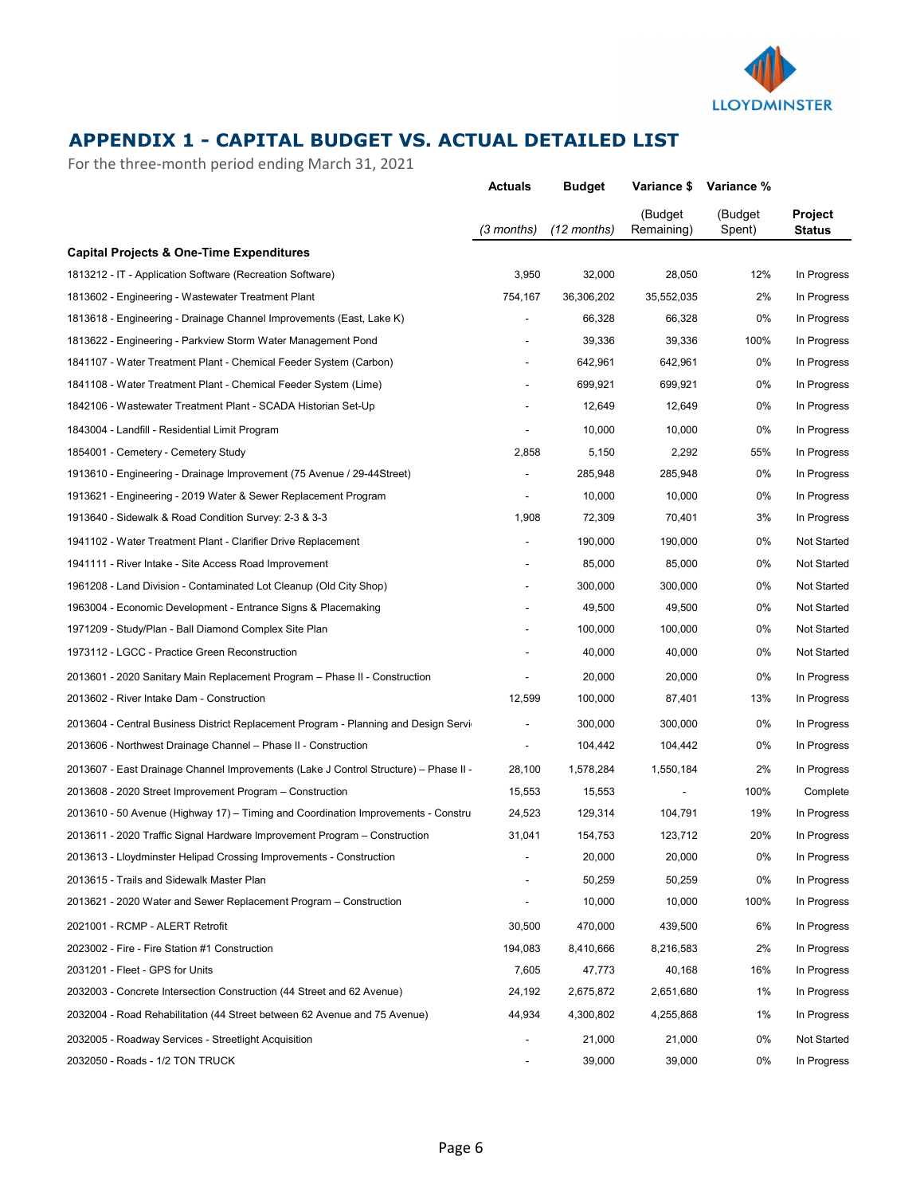# APPENDIX 1 - CAPITAL BUDGET VS. ACTUAL DETAILED LIST

For the three-month period ending March 31, 2021

| | Actuals | Budget | Variance $ | Variance % | |
|---|---|---|---|---|---|
| | *(3 months)* | *(12 months)* | (Budget Remaining) | (Budget Spent) | **Project Status** |
| **Capital Projects & One-Time Expenditures** | | | | | |
| 1813212 - IT - Application Software (Recreation Software) | 3,950 | 32,000 | 28,050 | 12% | In Progress |
| 1813602 - Engineering - Wastewater Treatment Plant | 754,167 | 36,306,202 | 35,552,035 | 2% | In Progress |
| 1813618 - Engineering - Drainage Channel Improvements (East, Lake K) | - | 66,328 | 66,328 | 0% | In Progress |
| 1813622 - Engineering - Parkview Storm Water Management Pond | - | 39,336 | 39,336 | 100% | In Progress |
| 1841107 - Water Treatment Plant - Chemical Feeder System (Carbon) | - | 642,961 | 642,961 | 0% | In Progress |
| 1841108 - Water Treatment Plant - Chemical Feeder System (Lime) | - | 699,921 | 699,921 | 0% | In Progress |
| 1842106 - Wastewater Treatment Plant - SCADA Historian Set-Up | - | 12,649 | 12,649 | 0% | In Progress |
| 1843004 - Landfill - Residential Limit Program | - | 10,000 | 10,000 | 0% | In Progress |
| 1854001 - Cemetery - Cemetery Study | 2,858 | 5,150 | 2,292 | 55% | In Progress |
| 1913610 - Engineering - Drainage Improvement (75 Avenue / 29-44Street) | - | 285,948 | 285,948 | 0% | In Progress |
| 1913621 - Engineering - 2019 Water & Sewer Replacement Program | - | 10,000 | 10,000 | 0% | In Progress |
| 1913640 - Sidewalk & Road Condition Survey: 2-3 & 3-3 | 1,908 | 72,309 | 70,401 | 3% | In Progress |
| 1941102 - Water Treatment Plant - Clarifier Drive Replacement | - | 190,000 | 190,000 | 0% | Not Started |
| 1941111 - River Intake - Site Access Road Improvement | - | 85,000 | 85,000 | 0% | Not Started |
| 1961208 - Land Division - Contaminated Lot Cleanup (Old City Shop) | - | 300,000 | 300,000 | 0% | Not Started |
| 1963004 - Economic Development - Entrance Signs & Placemaking | - | 49,500 | 49,500 | 0% | Not Started |
| 1971209 - Study/Plan - Ball Diamond Complex Site Plan | - | 100,000 | 100,000 | 0% | Not Started |
| 1973112 - LGCC - Practice Green Reconstruction | - | 40,000 | 40,000 | 0% | Not Started |
| 2013601 - 2020 Sanitary Main Replacement Program – Phase II - Construction | - | 20,000 | 20,000 | 0% | In Progress |
| 2013602 - River Intake Dam - Construction | 12,599 | 100,000 | 87,401 | 13% | In Progress |
| 2013604 - Central Business District Replacement Program - Planning and Design Servi | - | 300,000 | 300,000 | 0% | In Progress |
| 2013606 - Northwest Drainage Channel – Phase II - Construction | - | 104,442 | 104,442 | 0% | In Progress |
| 2013607 - East Drainage Channel Improvements (Lake J Control Structure) – Phase II - | 28,100 | 1,578,284 | 1,550,184 | 2% | In Progress |
| 2013608 - 2020 Street Improvement Program – Construction | 15,553 | 15,553 | - | 100% | Complete |
| 2013610 - 50 Avenue (Highway 17) – Timing and Coordination Improvements - Constru | 24,523 | 129,314 | 104,791 | 19% | In Progress |
| 2013611 - 2020 Traffic Signal Hardware Improvement Program – Construction | 31,041 | 154,753 | 123,712 | 20% | In Progress |
| 2013613 - Lloydminster Helipad Crossing Improvements - Construction | - | 20,000 | 20,000 | 0% | In Progress |
| 2013615 - Trails and Sidewalk Master Plan | - | 50,259 | 50,259 | 0% | In Progress |
| 2013621 - 2020 Water and Sewer Replacement Program – Construction | - | 10,000 | 10,000 | 100% | In Progress |
| 2021001 - RCMP - ALERT Retrofit | 30,500 | 470,000 | 439,500 | 6% | In Progress |
| 2023002 - Fire - Fire Station #1 Construction | 194,083 | 8,410,666 | 8,216,583 | 2% | In Progress |
| 2031201 - Fleet - GPS for Units | 7,605 | 47,773 | 40,168 | 16% | In Progress |
| 2032003 - Concrete Intersection Construction (44 Street and 62 Avenue) | 24,192 | 2,675,872 | 2,651,680 | 1% | In Progress |
| 2032004 - Road Rehabilitation (44 Street between 62 Avenue and 75 Avenue) | 44,934 | 4,300,802 | 4,255,868 | 1% | In Progress |
| 2032005 - Roadway Services - Streetlight Acquisition | - | 21,000 | 21,000 | 0% | Not Started |
| 2032050 - Roads - 1/2 TON TRUCK | - | 39,000 | 39,000 | 0% | In Progress |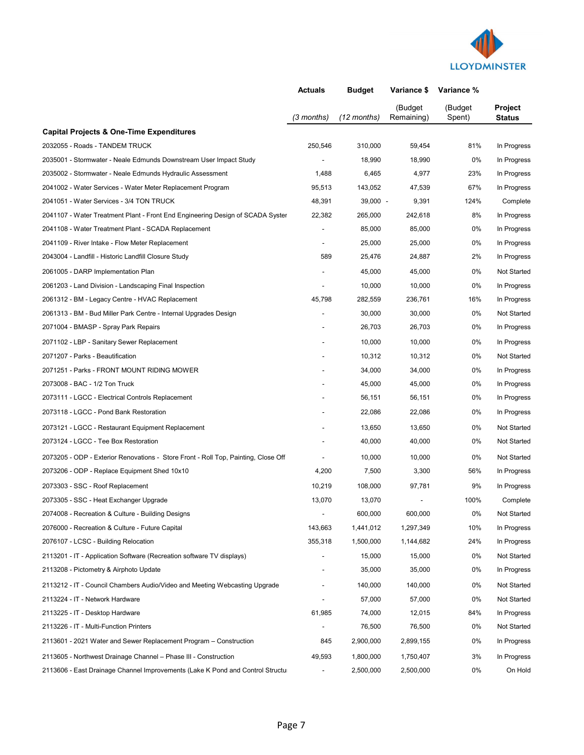| | Actuals | Budget | Variance $ | Variance % | |
|---|---|---|---|---|---|
| | *(3 months)* | *(12 months)* | (Budget Remaining) | (Budget Spent) | **Project Status** |
| **Capital Projects & One-Time Expenditures** | | | | | |
| 2032055 - Roads - TANDEM TRUCK | 250,546 | 310,000 | 59,454 | 81% | In Progress |
| 2035001 - Stormwater - Neale Edmunds Downstream User Impact Study | - | 18,990 | 18,990 | 0% | In Progress |
| 2035002 - Stormwater - Neale Edmunds Hydraulic Assessment | 1,488 | 6,465 | 4,977 | 23% | In Progress |
| 2041002 - Water Services - Water Meter Replacement Program | 95,513 | 143,052 | 47,539 | 67% | In Progress |
| 2041051 - Water Services - 3/4 TON TRUCK | 48,391 | 39,000 | - 9,391 | 124% | Complete |
| 2041107 - Water Treatment Plant - Front End Engineering Design of SCADA Syster | 22,382 | 265,000 | 242,618 | 8% | In Progress |
| 2041108 - Water Treatment Plant - SCADA Replacement | - | 85,000 | 85,000 | 0% | In Progress |
| 2041109 - River Intake - Flow Meter Replacement | - | 25,000 | 25,000 | 0% | In Progress |
| 2043004 - Landfill - Historic Landfill Closure Study | 589 | 25,476 | 24,887 | 2% | In Progress |
| 2061005 - DARP Implementation Plan | - | 45,000 | 45,000 | 0% | Not Started |
| 2061203 - Land Division - Landscaping Final Inspection | - | 10,000 | 10,000 | 0% | In Progress |
| 2061312 - BM - Legacy Centre - HVAC Replacement | 45,798 | 282,559 | 236,761 | 16% | In Progress |
| 2061313 - BM - Bud Miller Park Centre - Internal Upgrades Design | - | 30,000 | 30,000 | 0% | Not Started |
| 2071004 - BMASP - Spray Park Repairs | - | 26,703 | 26,703 | 0% | In Progress |
| 2071102 - LBP - Sanitary Sewer Replacement | - | 10,000 | 10,000 | 0% | In Progress |
| 2071207 - Parks - Beautification | - | 10,312 | 10,312 | 0% | Not Started |
| 2071251 - Parks - FRONT MOUNT RIDING MOWER | - | 34,000 | 34,000 | 0% | In Progress |
| 2073008 - BAC - 1/2 Ton Truck | - | 45,000 | 45,000 | 0% | In Progress |
| 2073111 - LGCC - Electrical Controls Replacement | - | 56,151 | 56,151 | 0% | In Progress |
| 2073118 - LGCC - Pond Bank Restoration | - | 22,086 | 22,086 | 0% | In Progress |
| 2073121 - LGCC - Restaurant Equipment Replacement | - | 13,650 | 13,650 | 0% | Not Started |
| 2073124 - LGCC - Tee Box Restoration | - | 40,000 | 40,000 | 0% | Not Started |
| 2073205 - ODP - Exterior Renovations - Store Front - Roll Top, Painting, Close Off | - | 10,000 | 10,000 | 0% | Not Started |
| 2073206 - ODP - Replace Equipment Shed 10x10 | 4,200 | 7,500 | 3,300 | 56% | In Progress |
| 2073303 - SSC - Roof Replacement | 10,219 | 108,000 | 97,781 | 9% | In Progress |
| 2073305 - SSC - Heat Exchanger Upgrade | 13,070 | 13,070 | - | 100% | Complete |
| 2074008 - Recreation & Culture - Building Designs | - | 600,000 | 600,000 | 0% | Not Started |
| 2076000 - Recreation & Culture - Future Capital | 143,663 | 1,441,012 | 1,297,349 | 10% | In Progress |
| 2076107 - LCSC - Building Relocation | 355,318 | 1,500,000 | 1,144,682 | 24% | In Progress |
| 2113201 - IT - Application Software (Recreation software TV displays) | - | 15,000 | 15,000 | 0% | Not Started |
| 2113208 - Pictometry & Airphoto Update | - | 35,000 | 35,000 | 0% | In Progress |
| 2113212 - IT - Council Chambers Audio/Video and Meeting Webcasting Upgrade | - | 140,000 | 140,000 | 0% | Not Started |
| 2113224 - IT - Network Hardware | - | 57,000 | 57,000 | 0% | Not Started |
| 2113225 - IT - Desktop Hardware | 61,985 | 74,000 | 12,015 | 84% | In Progress |
| 2113226 - IT - Multi-Function Printers | - | 76,500 | 76,500 | 0% | Not Started |
| 2113601 - 2021 Water and Sewer Replacement Program – Construction | 845 | 2,900,000 | 2,899,155 | 0% | In Progress |
| 2113605 - Northwest Drainage Channel – Phase III - Construction | 49,593 | 1,800,000 | 1,750,407 | 3% | In Progress |
| 2113606 - East Drainage Channel Improvements (Lake K Pond and Control Structu | - | 2,500,000 | 2,500,000 | 0% | On Hold |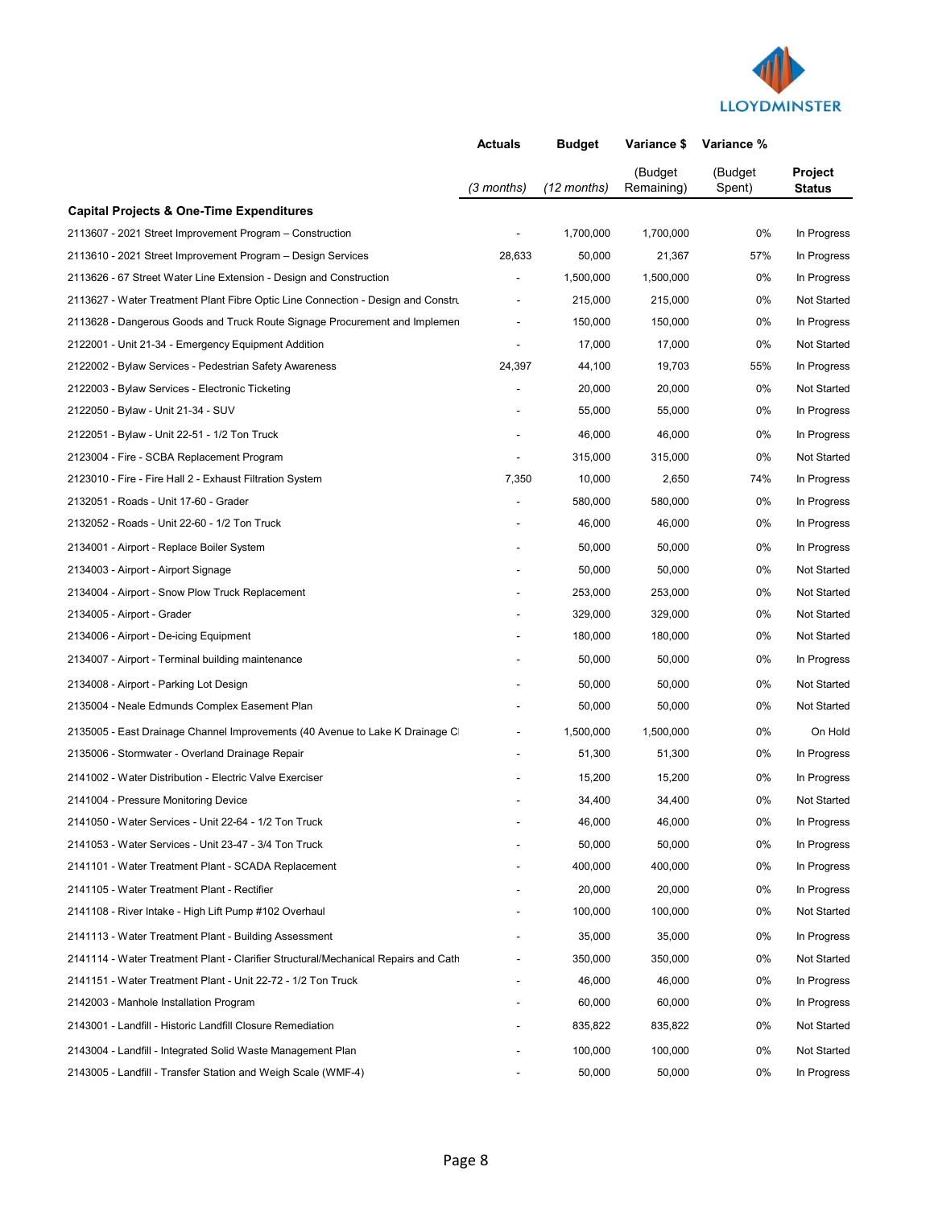| | Actuals | Budget | Variance $ | Variance % | |
|---|---|---|---|---|---|
| | *(3 months)* | *(12 months)* | (Budget Remaining) | (Budget Spent) | **Project Status** |
| **Capital Projects & One-Time Expenditures** | | | | | |
| 2113607 - 2021 Street Improvement Program – Construction | - | 1,700,000 | 1,700,000 | 0% | In Progress |
| 2113610 - 2021 Street Improvement Program – Design Services | 28,633 | 50,000 | 21,367 | 57% | In Progress |
| 2113626 - 67 Street Water Line Extension - Design and Construction | - | 1,500,000 | 1,500,000 | 0% | In Progress |
| 2113627 - Water Treatment Plant Fibre Optic Line Connection - Design and Constru | - | 215,000 | 215,000 | 0% | Not Started |
| 2113628 - Dangerous Goods and Truck Route Signage Procurement and Implemen | - | 150,000 | 150,000 | 0% | In Progress |
| 2122001 - Unit 21-34 - Emergency Equipment Addition | - | 17,000 | 17,000 | 0% | Not Started |
| 2122002 - Bylaw Services - Pedestrian Safety Awareness | 24,397 | 44,100 | 19,703 | 55% | In Progress |
| 2122003 - Bylaw Services - Electronic Ticketing | - | 20,000 | 20,000 | 0% | Not Started |
| 2122050 - Bylaw - Unit 21-34 - SUV | - | 55,000 | 55,000 | 0% | In Progress |
| 2122051 - Bylaw - Unit 22-51 - 1/2 Ton Truck | - | 46,000 | 46,000 | 0% | In Progress |
| 2123004 - Fire - SCBA Replacement Program | - | 315,000 | 315,000 | 0% | Not Started |
| 2123010 - Fire - Fire Hall 2 - Exhaust Filtration System | 7,350 | 10,000 | 2,650 | 74% | In Progress |
| 2132051 - Roads - Unit 17-60 - Grader | - | 580,000 | 580,000 | 0% | In Progress |
| 2132052 - Roads - Unit 22-60 - 1/2 Ton Truck | - | 46,000 | 46,000 | 0% | In Progress |
| 2134001 - Airport - Replace Boiler System | - | 50,000 | 50,000 | 0% | In Progress |
| 2134003 - Airport - Airport Signage | - | 50,000 | 50,000 | 0% | Not Started |
| 2134004 - Airport - Snow Plow Truck Replacement | - | 253,000 | 253,000 | 0% | Not Started |
| 2134005 - Airport - Grader | - | 329,000 | 329,000 | 0% | Not Started |
| 2134006 - Airport - De-icing Equipment | - | 180,000 | 180,000 | 0% | Not Started |
| 2134007 - Airport - Terminal building maintenance | - | 50,000 | 50,000 | 0% | In Progress |
| 2134008 - Airport - Parking Lot Design | - | 50,000 | 50,000 | 0% | Not Started |
| 2135004 - Neale Edmunds Complex Easement Plan | - | 50,000 | 50,000 | 0% | Not Started |
| 2135005 - East Drainage Channel Improvements (40 Avenue to Lake K Drainage C | - | 1,500,000 | 1,500,000 | 0% | On Hold |
| 2135006 - Stormwater - Overland Drainage Repair | - | 51,300 | 51,300 | 0% | In Progress |
| 2141002 - Water Distribution - Electric Valve Exerciser | - | 15,200 | 15,200 | 0% | In Progress |
| 2141004 - Pressure Monitoring Device | - | 34,400 | 34,400 | 0% | Not Started |
| 2141050 - Water Services - Unit 22-64 - 1/2 Ton Truck | - | 46,000 | 46,000 | 0% | In Progress |
| 2141053 - Water Services - Unit 23-47 - 3/4 Ton Truck | - | 50,000 | 50,000 | 0% | In Progress |
| 2141101 - Water Treatment Plant - SCADA Replacement | - | 400,000 | 400,000 | 0% | In Progress |
| 2141105 - Water Treatment Plant - Rectifier | - | 20,000 | 20,000 | 0% | In Progress |
| 2141108 - River Intake - High Lift Pump #102 Overhaul | - | 100,000 | 100,000 | 0% | Not Started |
| 2141113 - Water Treatment Plant - Building Assessment | - | 35,000 | 35,000 | 0% | In Progress |
| 2141114 - Water Treatment Plant - Clarifier Structural/Mechanical Repairs and Cath | - | 350,000 | 350,000 | 0% | Not Started |
| 2141151 - Water Treatment Plant - Unit 22-72 - 1/2 Ton Truck | - | 46,000 | 46,000 | 0% | In Progress |
| 2142003 - Manhole Installation Program | - | 60,000 | 60,000 | 0% | In Progress |
| 2143001 - Landfill - Historic Landfill Closure Remediation | - | 835,822 | 835,822 | 0% | Not Started |
| 2143004 - Landfill - Integrated Solid Waste Management Plan | - | 100,000 | 100,000 | 0% | Not Started |
| 2143005 - Landfill - Transfer Station and Weigh Scale (WMF-4) | - | 50,000 | 50,000 | 0% | In Progress |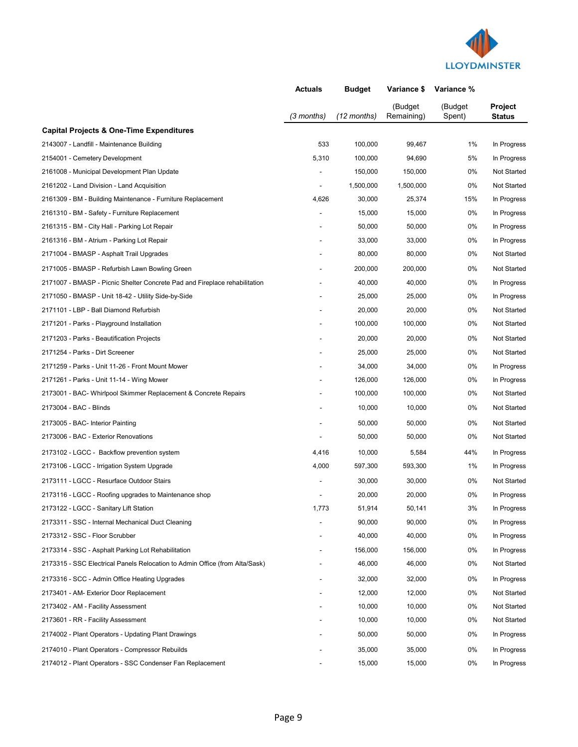| | Actuals | Budget | Variance $ | Variance % | Project Status |
|---|---|---|---|---|---|
| | *(3 months)* | *(12 months)* | (Budget Remaining) | (Budget Spent) | |
| **Capital Projects & One-Time Expenditures** | | | | | |
| 2143007 - Landfill - Maintenance Building | 533 | 100,000 | 99,467 | 1% | In Progress |
| 2154001 - Cemetery Development | 5,310 | 100,000 | 94,690 | 5% | In Progress |
| 2161008 - Municipal Development Plan Update | - | 150,000 | 150,000 | 0% | Not Started |
| 2161202 - Land Division - Land Acquisition | - | 1,500,000 | 1,500,000 | 0% | Not Started |
| 2161309 - BM - Building Maintenance - Furniture Replacement | 4,626 | 30,000 | 25,374 | 15% | In Progress |
| 2161310 - BM - Safety - Furniture Replacement | - | 15,000 | 15,000 | 0% | In Progress |
| 2161315 - BM - City Hall - Parking Lot Repair | - | 50,000 | 50,000 | 0% | In Progress |
| 2161316 - BM - Atrium - Parking Lot Repair | - | 33,000 | 33,000 | 0% | In Progress |
| 2171004 - BMASP - Asphalt Trail Upgrades | - | 80,000 | 80,000 | 0% | Not Started |
| 2171005 - BMASP - Refurbish Lawn Bowling Green | - | 200,000 | 200,000 | 0% | Not Started |
| 2171007 - BMASP - Picnic Shelter Concrete Pad and Fireplace rehabilitation | - | 40,000 | 40,000 | 0% | In Progress |
| 2171050 - BMASP - Unit 18-42 - Utility Side-by-Side | - | 25,000 | 25,000 | 0% | In Progress |
| 2171101 - LBP - Ball Diamond Refurbish | - | 20,000 | 20,000 | 0% | Not Started |
| 2171201 - Parks - Playground Installation | - | 100,000 | 100,000 | 0% | Not Started |
| 2171203 - Parks - Beautification Projects | - | 20,000 | 20,000 | 0% | Not Started |
| 2171254 - Parks - Dirt Screener | - | 25,000 | 25,000 | 0% | Not Started |
| 2171259 - Parks - Unit 11-26 - Front Mount Mower | - | 34,000 | 34,000 | 0% | In Progress |
| 2171261 - Parks - Unit 11-14 - Wing Mower | - | 126,000 | 126,000 | 0% | In Progress |
| 2173001 - BAC- Whirlpool Skimmer Replacement & Concrete Repairs | - | 100,000 | 100,000 | 0% | Not Started |
| 2173004 - BAC - Blinds | - | 10,000 | 10,000 | 0% | Not Started |
| 2173005 - BAC- Interior Painting | - | 50,000 | 50,000 | 0% | Not Started |
| 2173006 - BAC - Exterior Renovations | - | 50,000 | 50,000 | 0% | Not Started |
| 2173102 - LGCC - Backflow prevention system | 4,416 | 10,000 | 5,584 | 44% | In Progress |
| 2173106 - LGCC - Irrigation System Upgrade | 4,000 | 597,300 | 593,300 | 1% | In Progress |
| 2173111 - LGCC - Resurface Outdoor Stairs | - | 30,000 | 30,000 | 0% | Not Started |
| 2173116 - LGCC - Roofing upgrades to Maintenance shop | - | 20,000 | 20,000 | 0% | In Progress |
| 2173122 - LGCC - Sanitary Lift Station | 1,773 | 51,914 | 50,141 | 3% | In Progress |
| 2173311 - SSC - Internal Mechanical Duct Cleaning | - | 90,000 | 90,000 | 0% | In Progress |
| 2173312 - SSC - Floor Scrubber | - | 40,000 | 40,000 | 0% | In Progress |
| 2173314 - SSC - Asphalt Parking Lot Rehabilitation | - | 156,000 | 156,000 | 0% | In Progress |
| 2173315 - SSC Electrical Panels Relocation to Admin Office (from Alta/Sask) | - | 46,000 | 46,000 | 0% | Not Started |
| 2173316 - SCC - Admin Office Heating Upgrades | - | 32,000 | 32,000 | 0% | In Progress |
| 2173401 - AM- Exterior Door Replacement | - | 12,000 | 12,000 | 0% | Not Started |
| 2173402 - AM - Facility Assessment | - | 10,000 | 10,000 | 0% | Not Started |
| 2173601 - RR - Facility Assessment | - | 10,000 | 10,000 | 0% | Not Started |
| 2174002 - Plant Operators - Updating Plant Drawings | - | 50,000 | 50,000 | 0% | In Progress |
| 2174010 - Plant Operators - Compressor Rebuilds | - | 35,000 | 35,000 | 0% | In Progress |
| 2174012 - Plant Operators - SSC Condenser Fan Replacement | - | 15,000 | 15,000 | 0% | In Progress |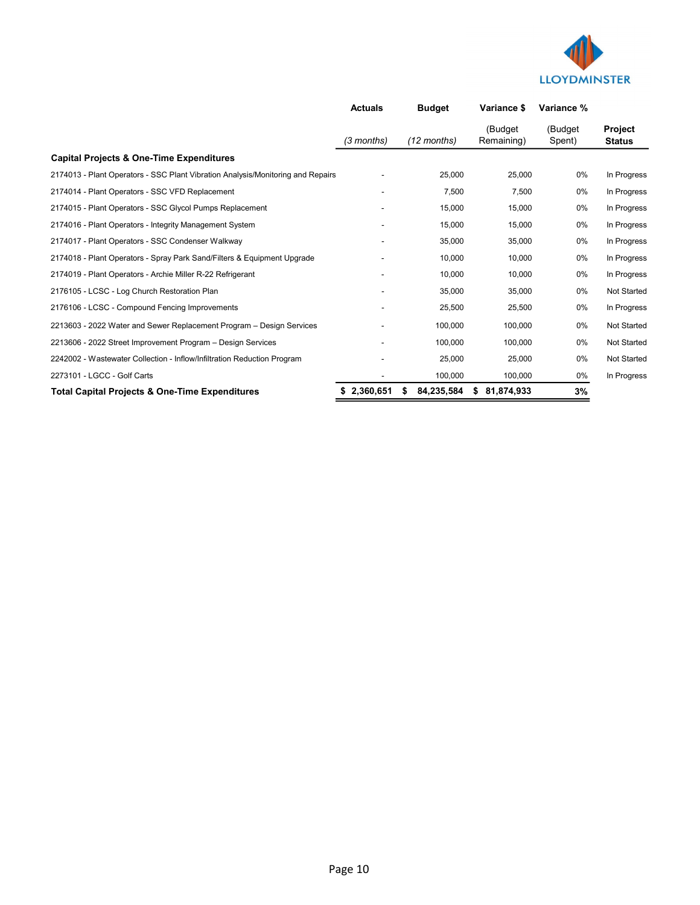| | Actuals | Budget | Variance $ | Variance % | |
|---|---|---|---|---|---|
| | *(3 months)* | *(12 months)* | (Budget Remaining) | (Budget Spent) | **Project Status** |
| **Capital Projects & One-Time Expenditures** | | | | | |
| 2174013 - Plant Operators - SSC Plant Vibration Analysis/Monitoring and Repairs | - | 25,000 | 25,000 | 0% | In Progress |
| 2174014 - Plant Operators - SSC VFD Replacement | - | 7,500 | 7,500 | 0% | In Progress |
| 2174015 - Plant Operators - SSC Glycol Pumps Replacement | - | 15,000 | 15,000 | 0% | In Progress |
| 2174016 - Plant Operators - Integrity Management System | - | 15,000 | 15,000 | 0% | In Progress |
| 2174017 - Plant Operators - SSC Condenser Walkway | - | 35,000 | 35,000 | 0% | In Progress |
| 2174018 - Plant Operators - Spray Park Sand/Filters & Equipment Upgrade | - | 10,000 | 10,000 | 0% | In Progress |
| 2174019 - Plant Operators - Archie Miller R-22 Refrigerant | - | 10,000 | 10,000 | 0% | In Progress |
| 2176105 - LCSC - Log Church Restoration Plan | - | 35,000 | 35,000 | 0% | Not Started |
| 2176106 - LCSC - Compound Fencing Improvements | - | 25,500 | 25,500 | 0% | In Progress |
| 2213603 - 2022 Water and Sewer Replacement Program – Design Services | - | 100,000 | 100,000 | 0% | Not Started |
| 2213606 - 2022 Street Improvement Program – Design Services | - | 100,000 | 100,000 | 0% | Not Started |
| 2242002 - Wastewater Collection - Inflow/Infiltration Reduction Program | - | 25,000 | 25,000 | 0% | Not Started |
| 2273101 - LGCC - Golf Carts | - | 100,000 | 100,000 | 0% | In Progress |
| **Total Capital Projects & One-Time Expenditures** | **$ 2,360,651** | **$ 84,235,584** | **$ 81,874,933** | **3%** | |